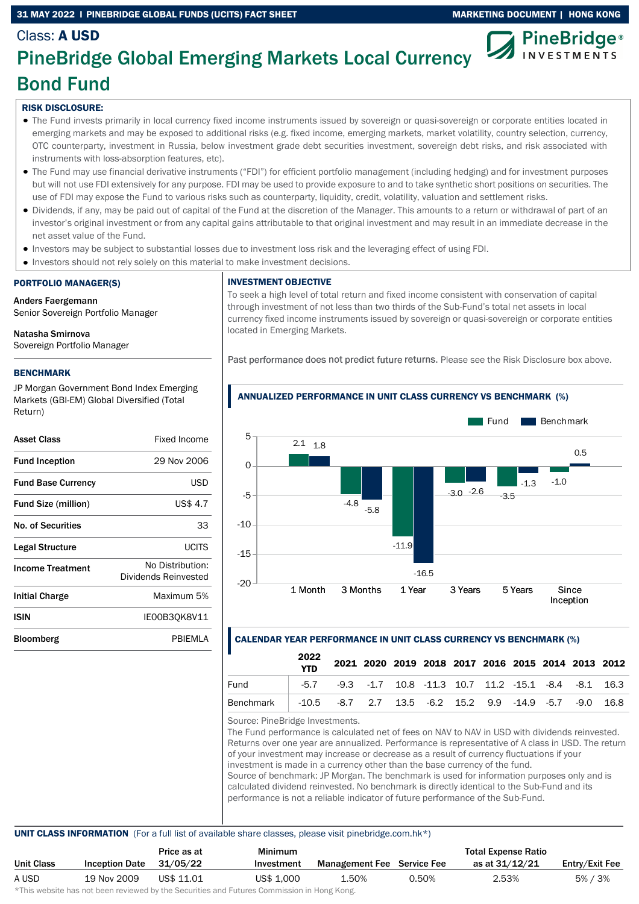**31 MAY 2022 | PINEBRIDGE GLOBAL FUNDS (UCITS) FACT SHEET** — **MARKETING DOCUMENT | HONG KONG**

Class: **A USD**

# PineBridge Global Emerging Markets Local Currency Bond Fund

**RISK DISCLOSURE:**

- The Fund invests primarily in local currency fixed income instruments issued by sovereign or quasi-sovereign or corporate entities located in emerging markets and may be exposed to additional risks (e.g. fixed income, emerging markets, market volatility, country selection, currency, OTC counterparty, investment in Russia, below investment grade debt securities investment, sovereign debt risks, and risk associated with instruments with loss-absorption features, etc).
- The Fund may use financial derivative instruments ("FDI") for efficient portfolio management (including hedging) and for investment purposes but will not use FDI extensively for any purpose. FDI may be used to provide exposure to and to take synthetic short positions on securities. The use of FDI may expose the Fund to various risks such as counterparty, liquidity, credit, volatility, valuation and settlement risks.
- Dividends, if any, may be paid out of capital of the Fund at the discretion of the Manager. This amounts to a return or withdrawal of part of an investor's original investment or from any capital gains attributable to that original investment and may result in an immediate decrease in the net asset value of the Fund.
- Investors may be subject to substantial losses due to investment loss risk and the leveraging effect of using FDI.
- Investors should not rely solely on this material to make investment decisions.

## PORTFOLIO MANAGER(S)

**Anders Faergemann**
Senior Sovereign Portfolio Manager

**Natasha Smirnova**
Sovereign Portfolio Manager

## BENCHMARK

JP Morgan Government Bond Index Emerging Markets (GBI-EM) Global Diversified (Total Return)

| | |
|---|---|
| **Asset Class** | Fixed Income |
| **Fund Inception** | 29 Nov 2006 |
| **Fund Base Currency** | USD |
| **Fund Size (million)** | US$ 4.7 |
| **No. of Securities** | 33 |
| **Legal Structure** | UCITS |
| **Income Treatment** | No Distribution: Dividends Reinvested |
| **Initial Charge** | Maximum 5% |
| **ISIN** | IE00B3QK8V11 |
| **Bloomberg** | PBIEMLA |

## INVESTMENT OBJECTIVE

To seek a high level of total return and fixed income consistent with conservation of capital through investment of not less than two thirds of the Sub-Fund's total net assets in local currency fixed income instruments issued by sovereign or quasi-sovereign or corporate entities located in Emerging Markets.

Past performance does not predict future returns. Please see the Risk Disclosure box above.

## ANNUALIZED PERFORMANCE IN UNIT CLASS CURRENCY VS BENCHMARK (%)

| | 1 Month | 3 Months | 1 Year | 3 Years | 5 Years | Since Inception |
|---|---|---|---|---|---|---|
| Fund | 2.1 | -4.8 | -11.9 | -3.0 | -3.5 | -1.0 |
| Benchmark | 1.8 | -5.8 | -16.5 | -2.6 | -1.3 | 0.5 |

## CALENDAR YEAR PERFORMANCE IN UNIT CLASS CURRENCY VS BENCHMARK (%)

| | 2022 YTD | 2021 | 2020 | 2019 | 2018 | 2017 | 2016 | 2015 | 2014 | 2013 | 2012 |
|---|---|---|---|---|---|---|---|---|---|---|---|
| Fund | -5.7 | -9.3 | -1.7 | 10.8 | -11.3 | 10.7 | 11.2 | -15.1 | -8.4 | -8.1 | 16.3 |
| Benchmark | -10.5 | -8.7 | 2.7 | 13.5 | -6.2 | 15.2 | 9.9 | -14.9 | -5.7 | -9.0 | 16.8 |

Source: PineBridge Investments.
The Fund performance is calculated net of fees on NAV to NAV in USD with dividends reinvested. Returns over one year are annualized. Performance is representative of A class in USD. The return of your investment may increase or decrease as a result of currency fluctuations if your investment is made in a currency other than the base currency of the fund.
Source of benchmark: JP Morgan. The benchmark is used for information purposes only and is calculated dividend reinvested. No benchmark is directly identical to the Sub-Fund and its performance is not a reliable indicator of future performance of the Sub-Fund.

## UNIT CLASS INFORMATION (For a full list of available share classes, please visit pinebridge.com.hk*)

| Unit Class | Inception Date | Price as at 31/05/22 | Minimum Investment | Management Fee | Service Fee | Total Expense Ratio as at 31/12/21 | Entry/Exit Fee |
|---|---|---|---|---|---|---|---|
| A USD | 19 Nov 2009 | US$ 11.01 | US$ 1,000 | 1.50% | 0.50% | 2.53% | 5% / 3% |

*This website has not been reviewed by the Securities and Futures Commission in Hong Kong.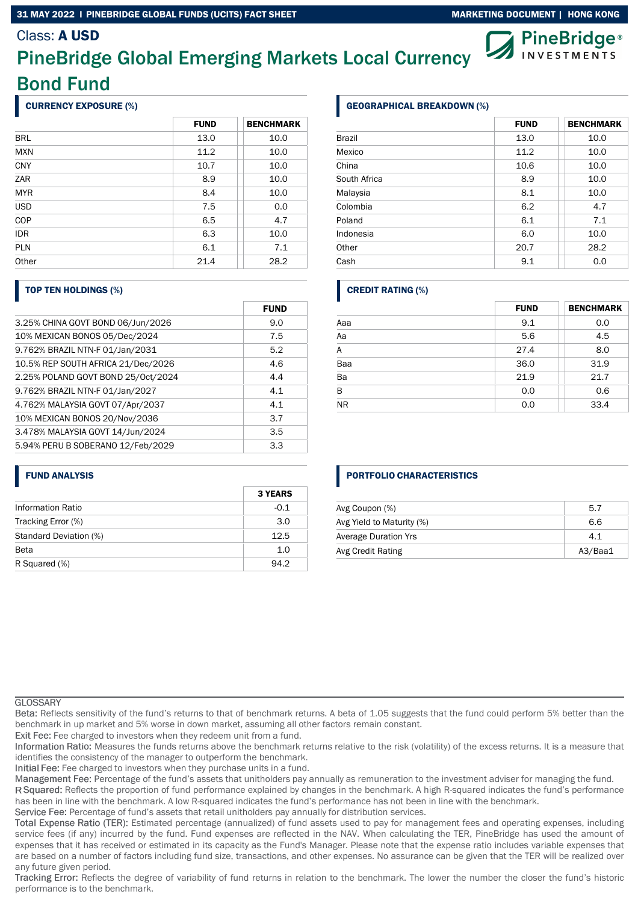Class: **A USD**

# PineBridge Global Emerging Markets Local Currency Bond Fund

## CURRENCY EXPOSURE (%)

| | FUND | BENCHMARK |
|---|---|---|
| BRL | 13.0 | 10.0 |
| MXN | 11.2 | 10.0 |
| CNY | 10.7 | 10.0 |
| ZAR | 8.9 | 10.0 |
| MYR | 8.4 | 10.0 |
| USD | 7.5 | 0.0 |
| COP | 6.5 | 4.7 |
| IDR | 6.3 | 10.0 |
| PLN | 6.1 | 7.1 |
| Other | 21.4 | 28.2 |

## GEOGRAPHICAL BREAKDOWN (%)

| | FUND | BENCHMARK |
|---|---|---|
| Brazil | 13.0 | 10.0 |
| Mexico | 11.2 | 10.0 |
| China | 10.6 | 10.0 |
| South Africa | 8.9 | 10.0 |
| Malaysia | 8.1 | 10.0 |
| Colombia | 6.2 | 4.7 |
| Poland | 6.1 | 7.1 |
| Indonesia | 6.0 | 10.0 |
| Other | 20.7 | 28.2 |
| Cash | 9.1 | 0.0 |

## TOP TEN HOLDINGS (%)

| | FUND |
|---|---|
| 3.25% CHINA GOVT BOND 06/Jun/2026 | 9.0 |
| 10% MEXICAN BONOS 05/Dec/2024 | 7.5 |
| 9.762% BRAZIL NTN-F 01/Jan/2031 | 5.2 |
| 10.5% REP SOUTH AFRICA 21/Dec/2026 | 4.6 |
| 2.25% POLAND GOVT BOND 25/Oct/2024 | 4.4 |
| 9.762% BRAZIL NTN-F 01/Jan/2027 | 4.1 |
| 4.762% MALAYSIA GOVT 07/Apr/2037 | 4.1 |
| 10% MEXICAN BONOS 20/Nov/2036 | 3.7 |
| 3.478% MALAYSIA GOVT 14/Jun/2024 | 3.5 |
| 5.94% PERU B SOBERANO 12/Feb/2029 | 3.3 |

## CREDIT RATING (%)

| | FUND | BENCHMARK |
|---|---|---|
| Aaa | 9.1 | 0.0 |
| Aa | 5.6 | 4.5 |
| A | 27.4 | 8.0 |
| Baa | 36.0 | 31.9 |
| Ba | 21.9 | 21.7 |
| B | 0.0 | 0.6 |
| NR | 0.0 | 33.4 |

## FUND ANALYSIS

| | 3 YEARS |
|---|---|
| Information Ratio | -0.1 |
| Tracking Error (%) | 3.0 |
| Standard Deviation (%) | 12.5 |
| Beta | 1.0 |
| R Squared (%) | 94.2 |

## PORTFOLIO CHARACTERISTICS

| | |
|---|---|
| Avg Coupon (%) | 5.7 |
| Avg Yield to Maturity (%) | 6.6 |
| Average Duration Yrs | 4.1 |
| Avg Credit Rating | A3/Baa1 |

## GLOSSARY

Beta: Reflects sensitivity of the fund's returns to that of benchmark returns. A beta of 1.05 suggests that the fund could perform 5% better than the benchmark in up market and 5% worse in down market, assuming all other factors remain constant.

Exit Fee: Fee charged to investors when they redeem unit from a fund.

Information Ratio: Measures the funds returns above the benchmark returns relative to the risk (volatility) of the excess returns. It is a measure that identifies the consistency of the manager to outperform the benchmark.

Initial Fee: Fee charged to investors when they purchase units in a fund.

Management Fee: Percentage of the fund's assets that unitholders pay annually as remuneration to the investment adviser for managing the fund.

R Squared: Reflects the proportion of fund performance explained by changes in the benchmark. A high R-squared indicates the fund's performance has been in line with the benchmark. A low R-squared indicates the fund's performance has not been in line with the benchmark.

Service Fee: Percentage of fund's assets that retail unitholders pay annually for distribution services.

Total Expense Ratio (TER): Estimated percentage (annualized) of fund assets used to pay for management fees and operating expenses, including service fees (if any) incurred by the fund. Fund expenses are reflected in the NAV. When calculating the TER, PineBridge has used the amount of expenses that it has received or estimated in its capacity as the Fund's Manager. Please note that the expense ratio includes variable expenses that are based on a number of factors including fund size, transactions, and other expenses. No assurance can be given that the TER will be realized over any future given period.

Tracking Error: Reflects the degree of variability of fund returns in relation to the benchmark. The lower the number the closer the fund's historic performance is to the benchmark.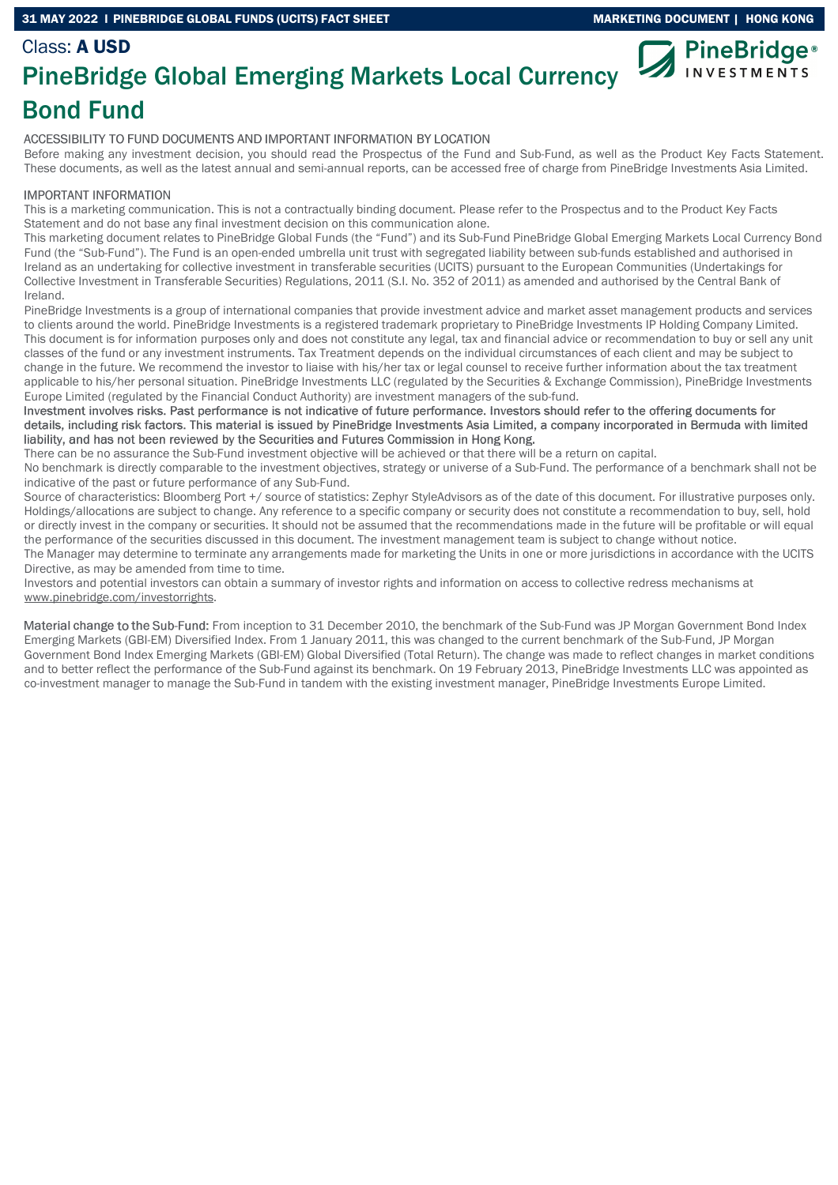Class: **A USD**

# PineBridge Global Emerging Markets Local Currency Bond Fund

ACCESSIBILITY TO FUND DOCUMENTS AND IMPORTANT INFORMATION BY LOCATION

Before making any investment decision, you should read the Prospectus of the Fund and Sub-Fund, as well as the Product Key Facts Statement. These documents, as well as the latest annual and semi-annual reports, can be accessed free of charge from PineBridge Investments Asia Limited.

IMPORTANT INFORMATION

This is a marketing communication. This is not a contractually binding document. Please refer to the Prospectus and to the Product Key Facts Statement and do not base any final investment decision on this communication alone.

This marketing document relates to PineBridge Global Funds (the "Fund") and its Sub-Fund PineBridge Global Emerging Markets Local Currency Bond Fund (the "Sub-Fund"). The Fund is an open-ended umbrella unit trust with segregated liability between sub-funds established and authorised in Ireland as an undertaking for collective investment in transferable securities (UCITS) pursuant to the European Communities (Undertakings for Collective Investment in Transferable Securities) Regulations, 2011 (S.I. No. 352 of 2011) as amended and authorised by the Central Bank of Ireland.

PineBridge Investments is a group of international companies that provide investment advice and market asset management products and services to clients around the world. PineBridge Investments is a registered trademark proprietary to PineBridge Investments IP Holding Company Limited. This document is for information purposes only and does not constitute any legal, tax and financial advice or recommendation to buy or sell any unit classes of the fund or any investment instruments. Tax Treatment depends on the individual circumstances of each client and may be subject to change in the future. We recommend the investor to liaise with his/her tax or legal counsel to receive further information about the tax treatment applicable to his/her personal situation. PineBridge Investments LLC (regulated by the Securities & Exchange Commission), PineBridge Investments Europe Limited (regulated by the Financial Conduct Authority) are investment managers of the sub-fund.

**Investment involves risks. Past performance is not indicative of future performance. Investors should refer to the offering documents for details, including risk factors. This material is issued by PineBridge Investments Asia Limited, a company incorporated in Bermuda with limited liability, and has not been reviewed by the Securities and Futures Commission in Hong Kong.**

There can be no assurance the Sub-Fund investment objective will be achieved or that there will be a return on capital.

No benchmark is directly comparable to the investment objectives, strategy or universe of a Sub-Fund. The performance of a benchmark shall not be indicative of the past or future performance of any Sub-Fund.

Source of characteristics: Bloomberg Port +/ source of statistics: Zephyr StyleAdvisors as of the date of this document. For illustrative purposes only. Holdings/allocations are subject to change. Any reference to a specific company or security does not constitute a recommendation to buy, sell, hold or directly invest in the company or securities. It should not be assumed that the recommendations made in the future will be profitable or will equal the performance of the securities discussed in this document. The investment management team is subject to change without notice.

The Manager may determine to terminate any arrangements made for marketing the Units in one or more jurisdictions in accordance with the UCITS Directive, as may be amended from time to time.

Investors and potential investors can obtain a summary of investor rights and information on access to collective redress mechanisms at www.pinebridge.com/investorrights.

Material change to the Sub-Fund: From inception to 31 December 2010, the benchmark of the Sub-Fund was JP Morgan Government Bond Index Emerging Markets (GBI-EM) Diversified Index. From 1 January 2011, this was changed to the current benchmark of the Sub-Fund, JP Morgan Government Bond Index Emerging Markets (GBI-EM) Global Diversified (Total Return). The change was made to reflect changes in market conditions and to better reflect the performance of the Sub-Fund against its benchmark. On 19 February 2013, PineBridge Investments LLC was appointed as co-investment manager to manage the Sub-Fund in tandem with the existing investment manager, PineBridge Investments Europe Limited.